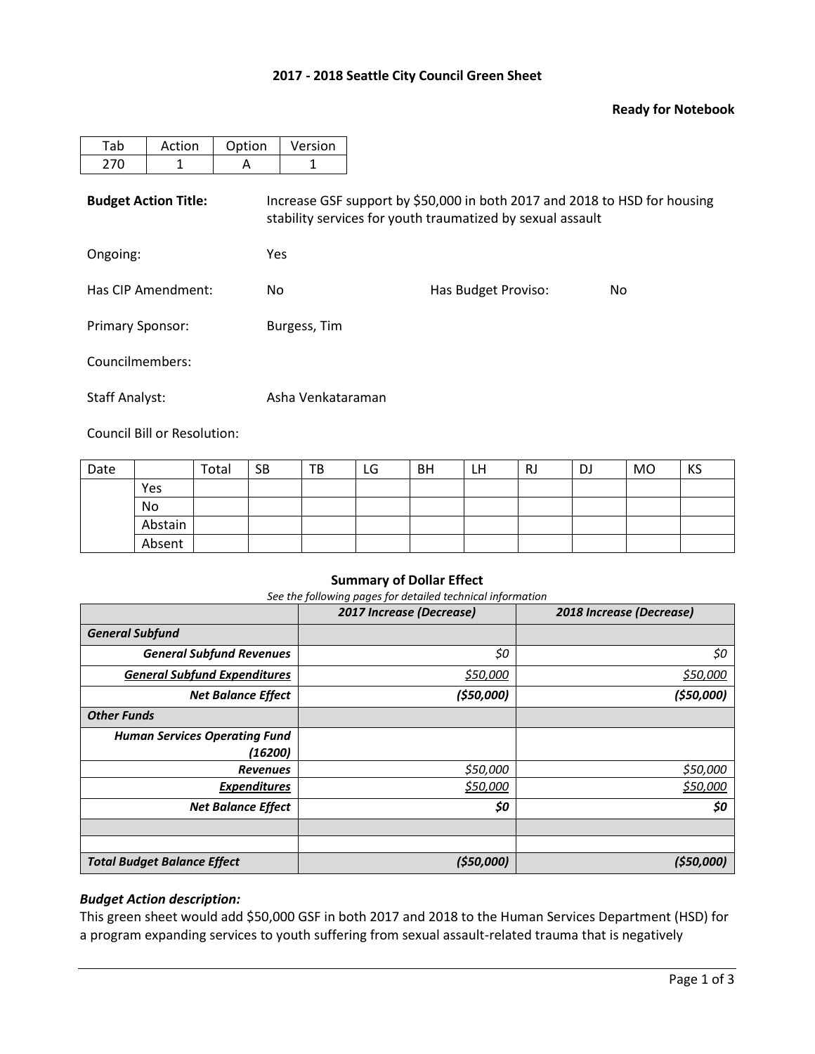**2017 - 2018 Seattle City Council Green Sheet**

**Ready for Notebook**

| Tab | Action | Option | Version |
|---|---|---|---|
| 270 | 1 | A | 1 |

**Budget Action Title:** Increase GSF support by $50,000 in both 2017 and 2018 to HSD for housing stability services for youth traumatized by sexual assault

Ongoing: Yes

Has CIP Amendment: No

Has Budget Proviso: No

Primary Sponsor: Burgess, Tim

Councilmembers:

Staff Analyst: Asha Venkataraman

Council Bill or Resolution:

| Date | | Total | SB | TB | LG | BH | LH | RJ | DJ | MO | KS |
|---|---|---|---|---|---|---|---|---|---|---|---|
| | Yes | | | | | | | | | | |
| | No | | | | | | | | | | |
| | Abstain | | | | | | | | | | |
| | Absent | | | | | | | | | | |

**Summary of Dollar Effect**

*See the following pages for detailed technical information*

| | *2017 Increase (Decrease)* | *2018 Increase (Decrease)* |
|---|---|---|
| ***General Subfund*** | | |
| ***General Subfund Revenues*** | *$0* | *$0* |
| ***General Subfund Expenditures*** | *$50,000* | *$50,000* |
| ***Net Balance Effect*** | ***($50,000)*** | ***($50,000)*** |
| ***Other Funds*** | | |
| ***Human Services Operating Fund (16200)*** | | |
| ***Revenues*** | *$50,000* | *$50,000* |
| ***Expenditures*** | *$50,000* | *$50,000* |
| ***Net Balance Effect*** | ***$0*** | ***$0*** |
| | | |
| | | |
| ***Total Budget Balance Effect*** | ***($50,000)*** | ***($50,000)*** |

***Budget Action description:***

This green sheet would add $50,000 GSF in both 2017 and 2018 to the Human Services Department (HSD) for a program expanding services to youth suffering from sexual assault-related trauma that is negatively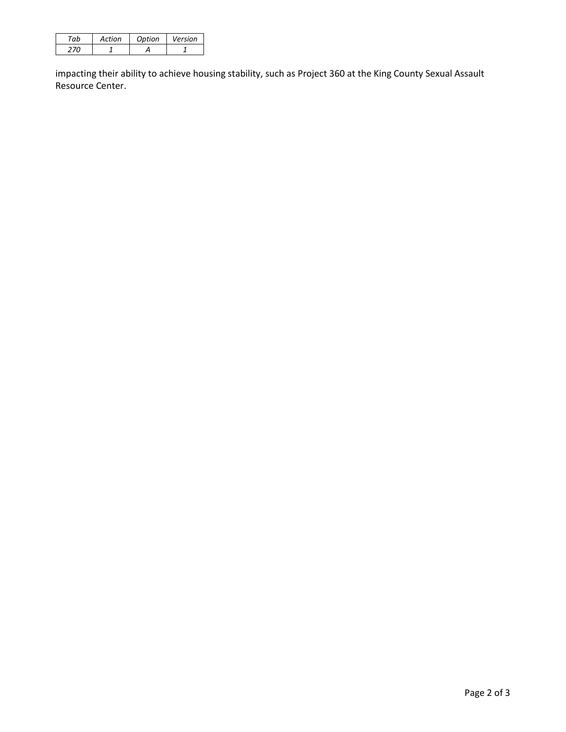| *Tab* | *Action* | *Option* | *Version* |
|---|---|---|---|
| *270* | *1* | *A* | *1* |

impacting their ability to achieve housing stability, such as Project 360 at the King County Sexual Assault Resource Center.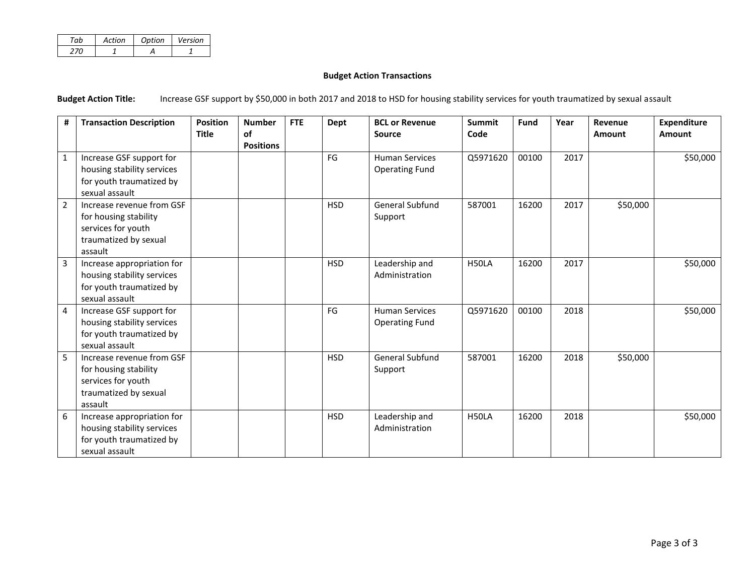| Tab | Action | Option | Version |
|---|---|---|---|
| 270 | 1 | A | 1 |

**Budget Action Transactions**

**Budget Action Title:** Increase GSF support by $50,000 in both 2017 and 2018 to HSD for housing stability services for youth traumatized by sexual assault

| # | Transaction Description | Position Title | Number of Positions | FTE | Dept | BCL or Revenue Source | Summit Code | Fund | Year | Revenue Amount | Expenditure Amount |
|---|---|---|---|---|---|---|---|---|---|---|---|
| 1 | Increase GSF support for housing stability services for youth traumatized by sexual assault | | | | FG | Human Services Operating Fund | Q5971620 | 00100 | 2017 | | $50,000 |
| 2 | Increase revenue from GSF for housing stability services for youth traumatized by sexual assault | | | | HSD | General Subfund Support | 587001 | 16200 | 2017 | $50,000 | |
| 3 | Increase appropriation for housing stability services for youth traumatized by sexual assault | | | | HSD | Leadership and Administration | H50LA | 16200 | 2017 | | $50,000 |
| 4 | Increase GSF support for housing stability services for youth traumatized by sexual assault | | | | FG | Human Services Operating Fund | Q5971620 | 00100 | 2018 | | $50,000 |
| 5 | Increase revenue from GSF for housing stability services for youth traumatized by sexual assault | | | | HSD | General Subfund Support | 587001 | 16200 | 2018 | $50,000 | |
| 6 | Increase appropriation for housing stability services for youth traumatized by sexual assault | | | | HSD | Leadership and Administration | H50LA | 16200 | 2018 | | $50,000 |